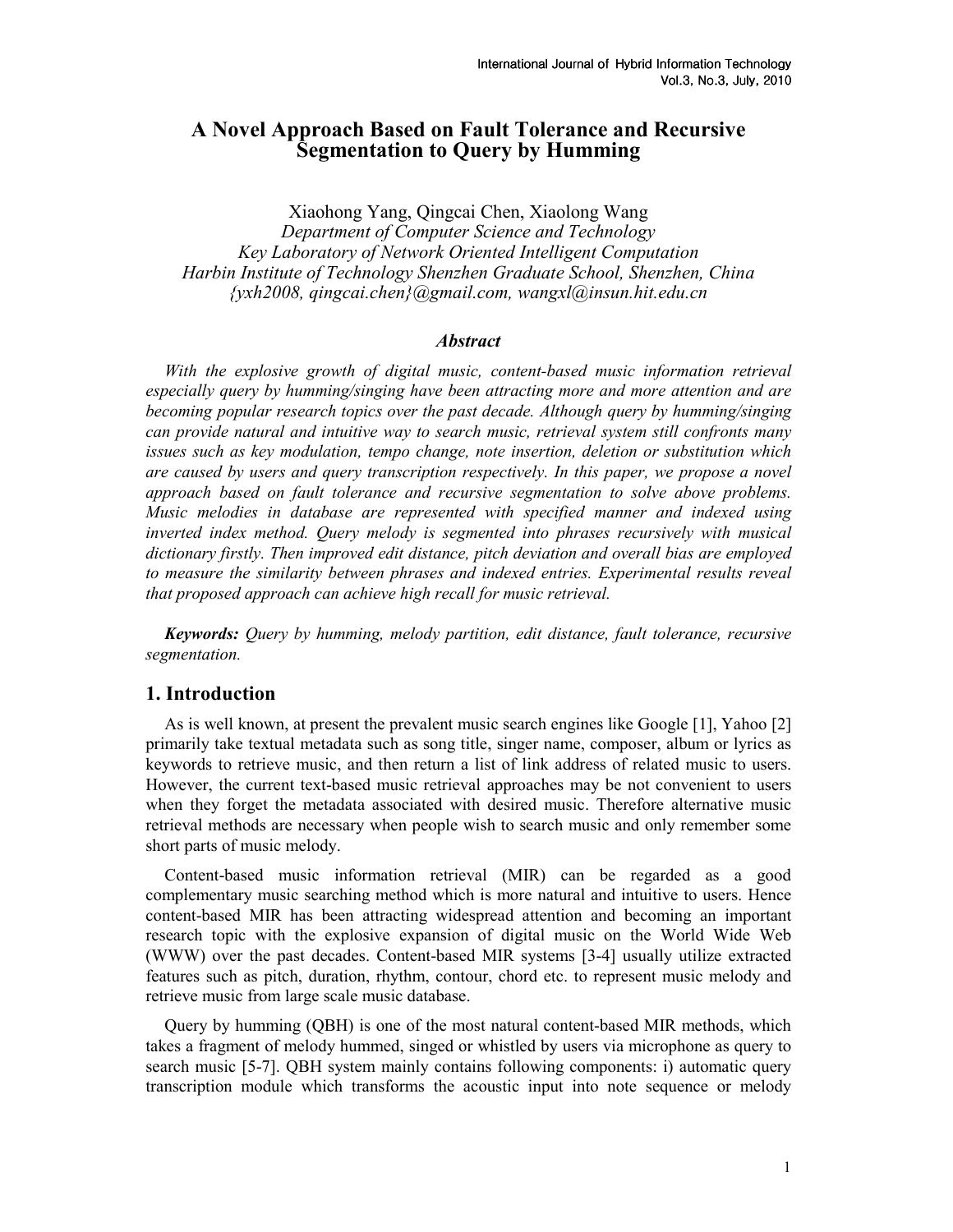# A Novel Approach Based on Fault Tolerance and Recursive Segmentation to Query by Humming

Xiaohong Yang, Qingcai Chen, Xiaolong Wang
*Department of Computer Science and Technology*
*Key Laboratory of Network Oriented Intelligent Computation*
*Harbin Institute of Technology Shenzhen Graduate School, Shenzhen, China*
*{yxh2008, qingcai.chen}@gmail.com, wangxl@insun.hit.edu.cn*

### *Abstract*

*With the explosive growth of digital music, content-based music information retrieval especially query by humming/singing have been attracting more and more attention and are becoming popular research topics over the past decade. Although query by humming/singing can provide natural and intuitive way to search music, retrieval system still confronts many issues such as key modulation, tempo change, note insertion, deletion or substitution which are caused by users and query transcription respectively. In this paper, we propose a novel approach based on fault tolerance and recursive segmentation to solve above problems. Music melodies in database are represented with specified manner and indexed using inverted index method. Query melody is segmented into phrases recursively with musical dictionary firstly. Then improved edit distance, pitch deviation and overall bias are employed to measure the similarity between phrases and indexed entries. Experimental results reveal that proposed approach can achieve high recall for music retrieval.*

***Keywords:*** *Query by humming, melody partition, edit distance, fault tolerance, recursive segmentation.*

## 1. Introduction

As is well known, at present the prevalent music search engines like Google [1], Yahoo [2] primarily take textual metadata such as song title, singer name, composer, album or lyrics as keywords to retrieve music, and then return a list of link address of related music to users. However, the current text-based music retrieval approaches may be not convenient to users when they forget the metadata associated with desired music. Therefore alternative music retrieval methods are necessary when people wish to search music and only remember some short parts of music melody.

Content-based music information retrieval (MIR) can be regarded as a good complementary music searching method which is more natural and intuitive to users. Hence content-based MIR has been attracting widespread attention and becoming an important research topic with the explosive expansion of digital music on the World Wide Web (WWW) over the past decades. Content-based MIR systems [3-4] usually utilize extracted features such as pitch, duration, rhythm, contour, chord etc. to represent music melody and retrieve music from large scale music database.

Query by humming (QBH) is one of the most natural content-based MIR methods, which takes a fragment of melody hummed, singed or whistled by users via microphone as query to search music [5-7]. QBH system mainly contains following components: i) automatic query transcription module which transforms the acoustic input into note sequence or melody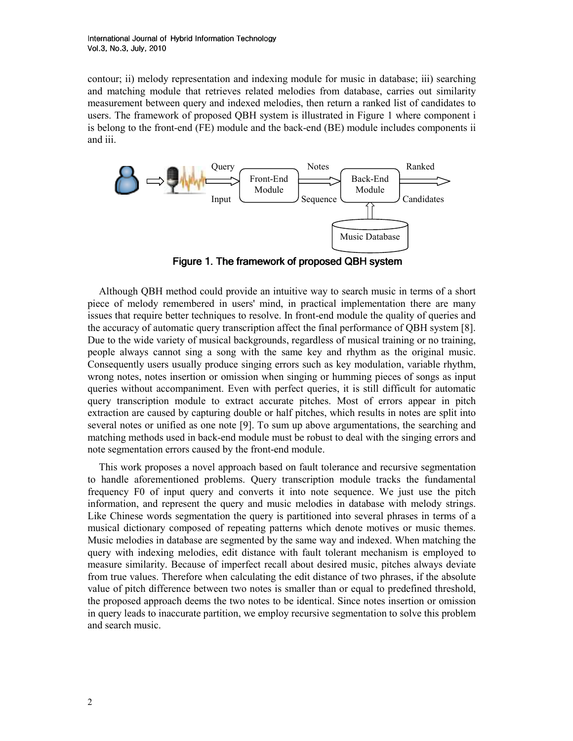contour; ii) melody representation and indexing module for music in database; iii) searching and matching module that retrieves related melodies from database, carries out similarity measurement between query and indexed melodies, then return a ranked list of candidates to users. The framework of proposed QBH system is illustrated in Figure 1 where component i is belong to the front-end (FE) module and the back-end (BE) module includes components ii and iii.

Query Input

Front-End Module

Notes Sequence

Back-End Module

Ranked Candidates

Music Database

**Figure 1. The framework of proposed QBH system**

Although QBH method could provide an intuitive way to search music in terms of a short piece of melody remembered in users' mind, in practical implementation there are many issues that require better techniques to resolve. In front-end module the quality of queries and the accuracy of automatic query transcription affect the final performance of QBH system [8]. Due to the wide variety of musical backgrounds, regardless of musical training or no training, people always cannot sing a song with the same key and rhythm as the original music. Consequently users usually produce singing errors such as key modulation, variable rhythm, wrong notes, notes insertion or omission when singing or humming pieces of songs as input queries without accompaniment. Even with perfect queries, it is still difficult for automatic query transcription module to extract accurate pitches. Most of errors appear in pitch extraction are caused by capturing double or half pitches, which results in notes are split into several notes or unified as one note [9]. To sum up above argumentations, the searching and matching methods used in back-end module must be robust to deal with the singing errors and note segmentation errors caused by the front-end module.

This work proposes a novel approach based on fault tolerance and recursive segmentation to handle aforementioned problems. Query transcription module tracks the fundamental frequency F0 of input query and converts it into note sequence. We just use the pitch information, and represent the query and music melodies in database with melody strings. Like Chinese words segmentation the query is partitioned into several phrases in terms of a musical dictionary composed of repeating patterns which denote motives or music themes. Music melodies in database are segmented by the same way and indexed. When matching the query with indexing melodies, edit distance with fault tolerant mechanism is employed to measure similarity. Because of imperfect recall about desired music, pitches always deviate from true values. Therefore when calculating the edit distance of two phrases, if the absolute value of pitch difference between two notes is smaller than or equal to predefined threshold, the proposed approach deems the two notes to be identical. Since notes insertion or omission in query leads to inaccurate partition, we employ recursive segmentation to solve this problem and search music.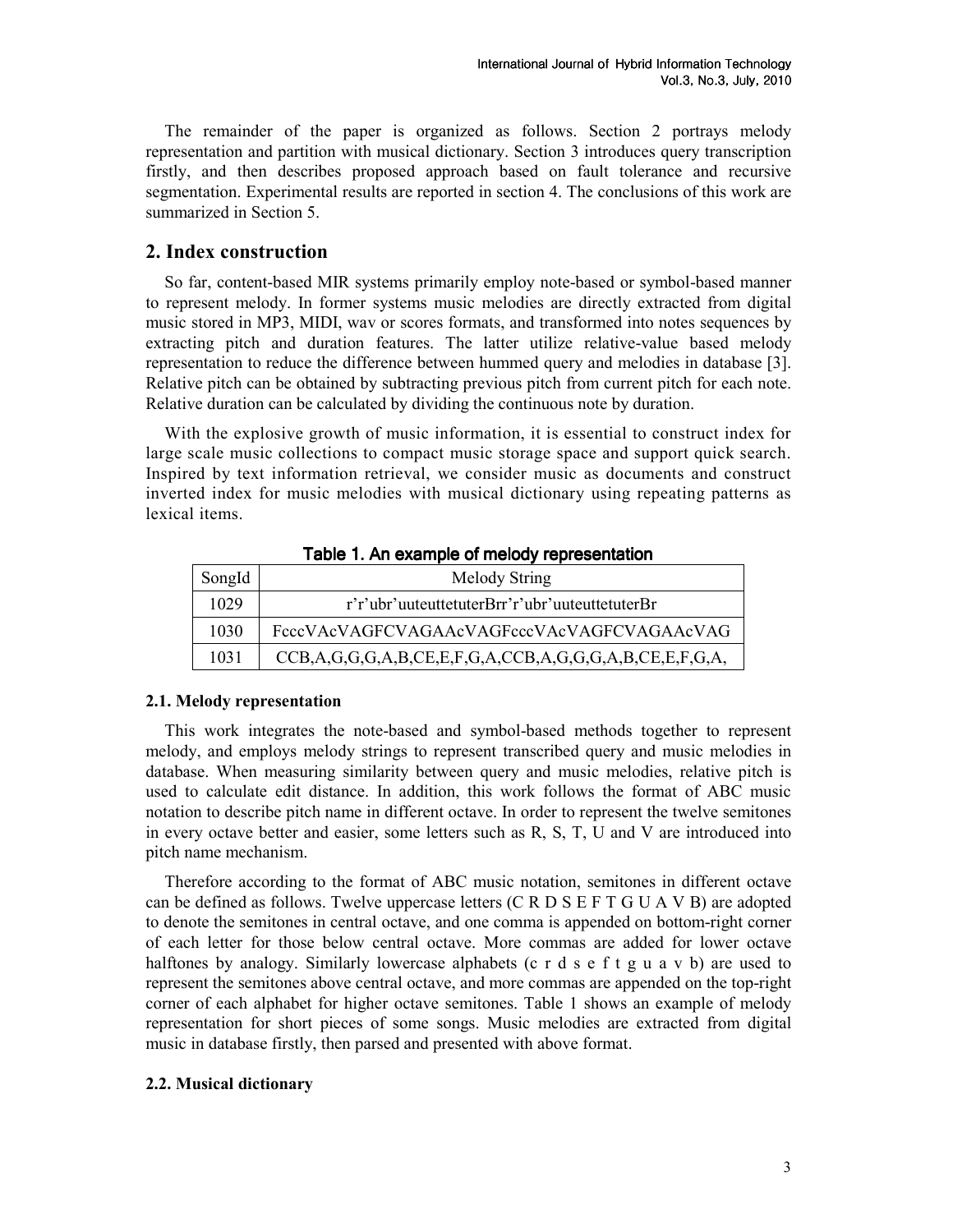The remainder of the paper is organized as follows. Section 2 portrays melody representation and partition with musical dictionary. Section 3 introduces query transcription firstly, and then describes proposed approach based on fault tolerance and recursive segmentation. Experimental results are reported in section 4. The conclusions of this work are summarized in Section 5.

## 2. Index construction

So far, content-based MIR systems primarily employ note-based or symbol-based manner to represent melody. In former systems music melodies are directly extracted from digital music stored in MP3, MIDI, wav or scores formats, and transformed into notes sequences by extracting pitch and duration features. The latter utilize relative-value based melody representation to reduce the difference between hummed query and melodies in database [3]. Relative pitch can be obtained by subtracting previous pitch from current pitch for each note. Relative duration can be calculated by dividing the continuous note by duration.

With the explosive growth of music information, it is essential to construct index for large scale music collections to compact music storage space and support quick search. Inspired by text information retrieval, we consider music as documents and construct inverted index for music melodies with musical dictionary using repeating patterns as lexical items.

**Table 1. An example of melody representation**

| SongId | Melody String |
|---|---|
| 1029 | r'r'ubr'uuteuttetuterBrr'r'ubr'uuteuttetuterBr |
| 1030 | FcccVAcVAGFCVAGAAcVAGFcccVAcVAGFCVAGAAcVAG |
| 1031 | CCB,A,G,G,G,A,B,CE,E,F,G,A,CCB,A,G,G,G,A,B,CE,E,F,G,A, |

### 2.1. Melody representation

This work integrates the note-based and symbol-based methods together to represent melody, and employs melody strings to represent transcribed query and music melodies in database. When measuring similarity between query and music melodies, relative pitch is used to calculate edit distance. In addition, this work follows the format of ABC music notation to describe pitch name in different octave. In order to represent the twelve semitones in every octave better and easier, some letters such as R, S, T, U and V are introduced into pitch name mechanism.

Therefore according to the format of ABC music notation, semitones in different octave can be defined as follows. Twelve uppercase letters (C R D S E F T G U A V B) are adopted to denote the semitones in central octave, and one comma is appended on bottom-right corner of each letter for those below central octave. More commas are added for lower octave halftones by analogy. Similarly lowercase alphabets (c r d s e f t g u a v b) are used to represent the semitones above central octave, and more commas are appended on the top-right corner of each alphabet for higher octave semitones. Table 1 shows an example of melody representation for short pieces of some songs. Music melodies are extracted from digital music in database firstly, then parsed and presented with above format.

### 2.2. Musical dictionary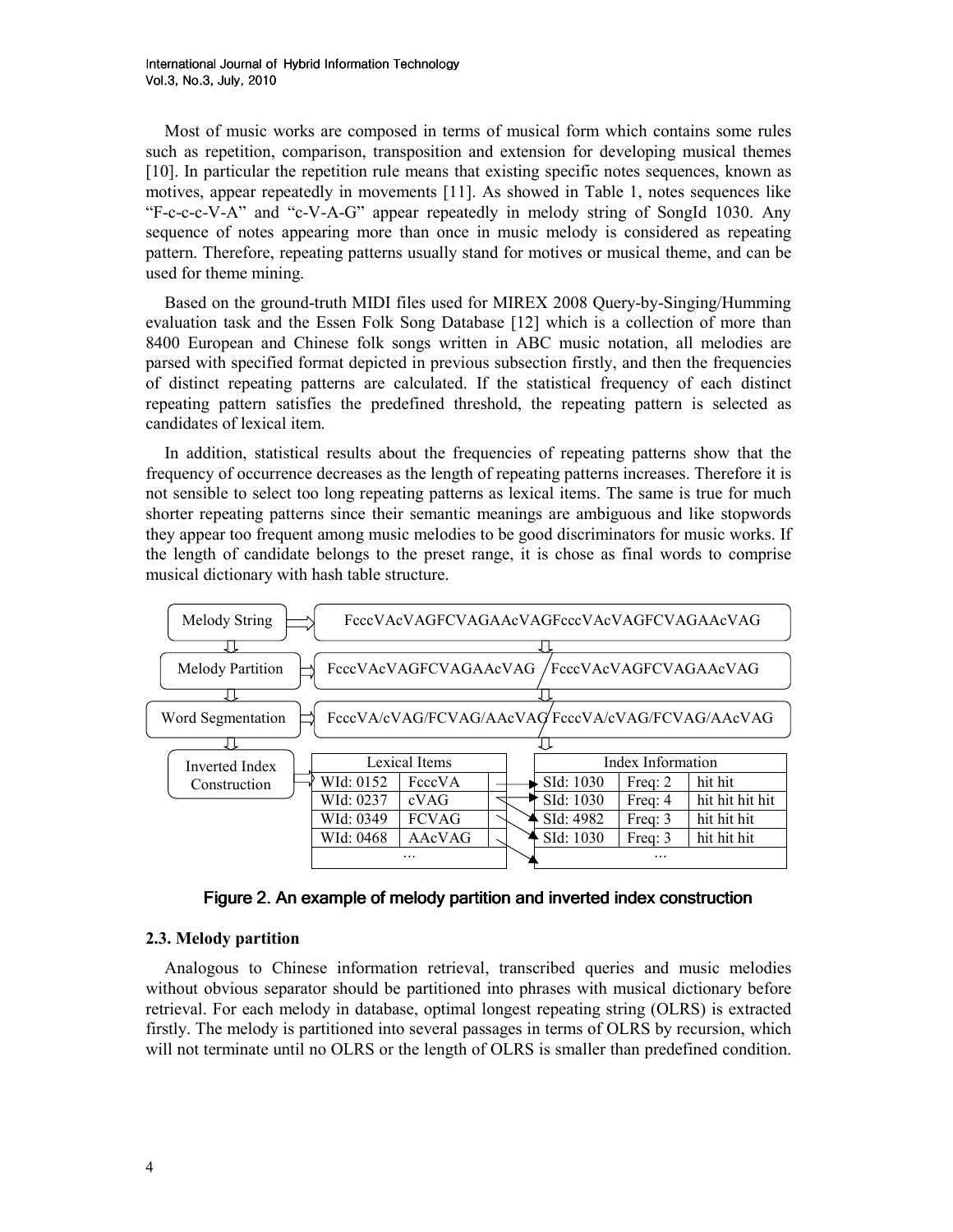Most of music works are composed in terms of musical form which contains some rules such as repetition, comparison, transposition and extension for developing musical themes [10]. In particular the repetition rule means that existing specific notes sequences, known as motives, appear repeatedly in movements [11]. As showed in Table 1, notes sequences like "F-c-c-c-V-A" and "c-V-A-G" appear repeatedly in melody string of SongId 1030. Any sequence of notes appearing more than once in music melody is considered as repeating pattern. Therefore, repeating patterns usually stand for motives or musical theme, and can be used for theme mining.

Based on the ground-truth MIDI files used for MIREX 2008 Query-by-Singing/Humming evaluation task and the Essen Folk Song Database [12] which is a collection of more than 8400 European and Chinese folk songs written in ABC music notation, all melodies are parsed with specified format depicted in previous subsection firstly, and then the frequencies of distinct repeating patterns are calculated. If the statistical frequency of each distinct repeating pattern satisfies the predefined threshold, the repeating pattern is selected as candidates of lexical item.

In addition, statistical results about the frequencies of repeating patterns show that the frequency of occurrence decreases as the length of repeating patterns increases. Therefore it is not sensible to select too long repeating patterns as lexical items. The same is true for much shorter repeating patterns since their semantic meanings are ambiguous and like stopwords they appear too frequent among music melodies to be good discriminators for music works. If the length of candidate belongs to the preset range, it is chose as final words to comprise musical dictionary with hash table structure.

Melody String ⇒ FcccVAcVAGFCVAGAAcVAGFcccVAcVAGFCVAGAAcVAG

Melody Partition ⇒ FcccVAcVAGFCVAGAAcVAG / FcccVAcVAGFCVAGAAcVAG

Word Segmentation ⇒ FcccVA/cVAG/FCVAG/AAcVAG/FcccVA/cVAG/FCVAG/AAcVAG

Inverted Index Construction ⇒

| Lexical Items | | Index Information | | |
|---|---|---|---|---|
| WId: 0152 | FcccVA | SId: 1030 | Freq: 2 | hit hit |
| WId: 0237 | cVAG | SId: 1030 | Freq: 4 | hit hit hit hit |
| WId: 0349 | FCVAG | SId: 4982 | Freq: 3 | hit hit hit |
| WId: 0468 | AAcVAG | SId: 1030 | Freq: 3 | hit hit hit |
| … | | … | | |

Figure 2. An example of melody partition and inverted index construction

### 2.3. Melody partition

Analogous to Chinese information retrieval, transcribed queries and music melodies without obvious separator should be partitioned into phrases with musical dictionary before retrieval. For each melody in database, optimal longest repeating string (OLRS) is extracted firstly. The melody is partitioned into several passages in terms of OLRS by recursion, which will not terminate until no OLRS or the length of OLRS is smaller than predefined condition.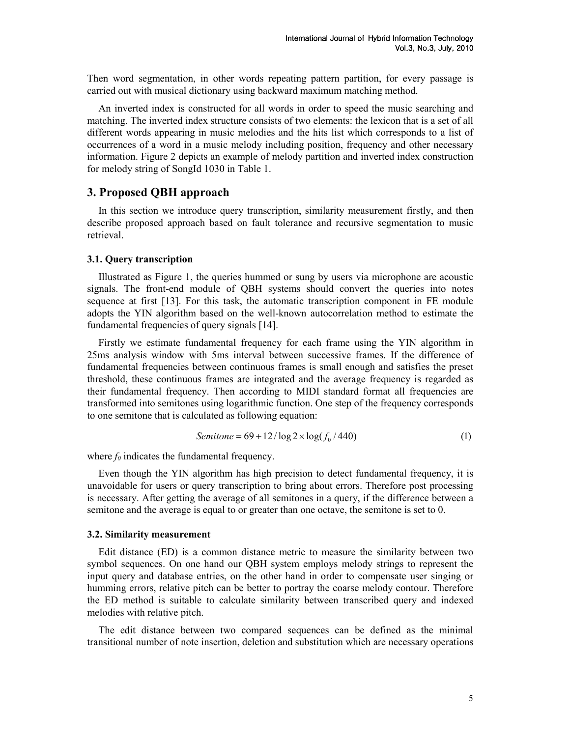Then word segmentation, in other words repeating pattern partition, for every passage is carried out with musical dictionary using backward maximum matching method.

An inverted index is constructed for all words in order to speed the music searching and matching. The inverted index structure consists of two elements: the lexicon that is a set of all different words appearing in music melodies and the hits list which corresponds to a list of occurrences of a word in a music melody including position, frequency and other necessary information. Figure 2 depicts an example of melody partition and inverted index construction for melody string of SongId 1030 in Table 1.

## 3. Proposed QBH approach

In this section we introduce query transcription, similarity measurement firstly, and then describe proposed approach based on fault tolerance and recursive segmentation to music retrieval.

### 3.1. Query transcription

Illustrated as Figure 1, the queries hummed or sung by users via microphone are acoustic signals. The front-end module of QBH systems should convert the queries into notes sequence at first [13]. For this task, the automatic transcription component in FE module adopts the YIN algorithm based on the well-known autocorrelation method to estimate the fundamental frequencies of query signals [14].

Firstly we estimate fundamental frequency for each frame using the YIN algorithm in 25ms analysis window with 5ms interval between successive frames. If the difference of fundamental frequencies between continuous frames is small enough and satisfies the preset threshold, these continuous frames are integrated and the average frequency is regarded as their fundamental frequency. Then according to MIDI standard format all frequencies are transformed into semitones using logarithmic function. One step of the frequency corresponds to one semitone that is calculated as following equation:

$$Semitone = 69 + 12 / \log 2 \times \log(f_0 / 440) \tag{1}$$

where $f_0$ indicates the fundamental frequency.

Even though the YIN algorithm has high precision to detect fundamental frequency, it is unavoidable for users or query transcription to bring about errors. Therefore post processing is necessary. After getting the average of all semitones in a query, if the difference between a semitone and the average is equal to or greater than one octave, the semitone is set to 0.

### 3.2. Similarity measurement

Edit distance (ED) is a common distance metric to measure the similarity between two symbol sequences. On one hand our QBH system employs melody strings to represent the input query and database entries, on the other hand in order to compensate user singing or humming errors, relative pitch can be better to portray the coarse melody contour. Therefore the ED method is suitable to calculate similarity between transcribed query and indexed melodies with relative pitch.

The edit distance between two compared sequences can be defined as the minimal transitional number of note insertion, deletion and substitution which are necessary operations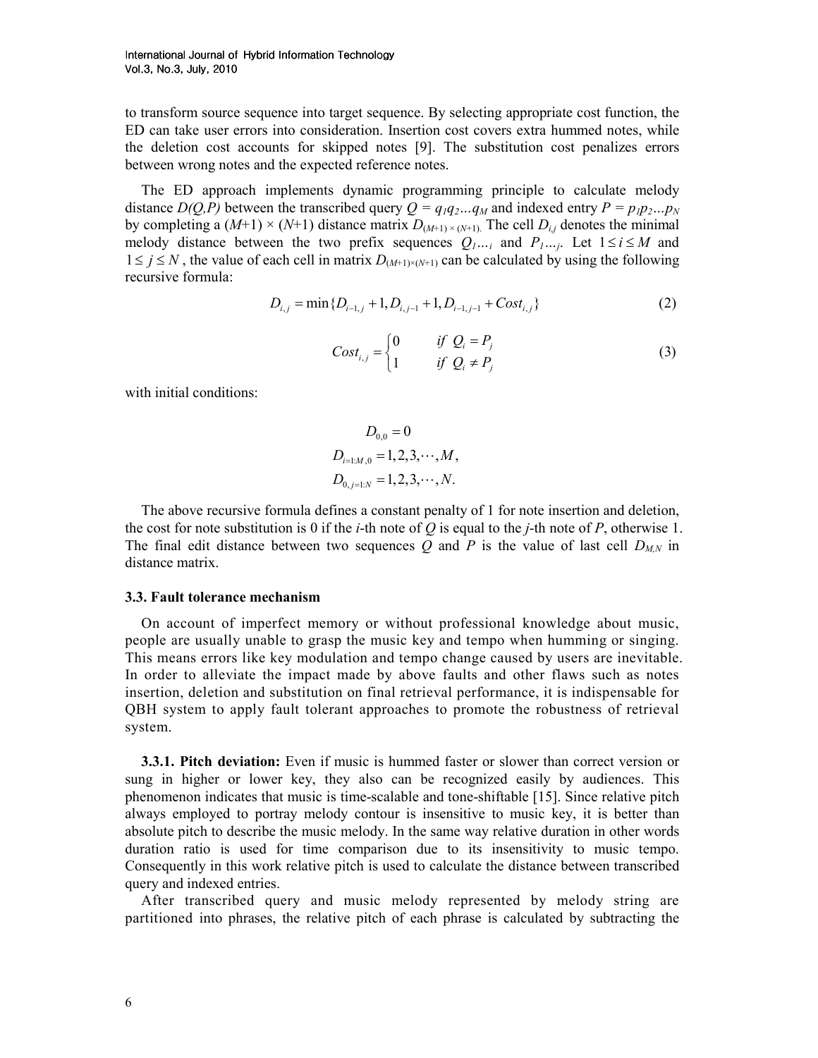to transform source sequence into target sequence. By selecting appropriate cost function, the ED can take user errors into consideration. Insertion cost covers extra hummed notes, while the deletion cost accounts for skipped notes [9]. The substitution cost penalizes errors between wrong notes and the expected reference notes.

The ED approach implements dynamic programming principle to calculate melody distance $D(Q,P)$ between the transcribed query $Q = q_1q_2...q_M$ and indexed entry $P = p_1p_2...p_N$ by completing a $(M+1) \times (N+1)$ distance matrix $D_{(M+1)\times(N+1)}$. The cell $D_{i,j}$ denotes the minimal melody distance between the two prefix sequences $Q_{1...i}$ and $P_{1...j}$. Let $1 \le i \le M$ and $1 \le j \le N$, the value of each cell in matrix $D_{(M+1)\times(N+1)}$ can be calculated by using the following recursive formula:

$$D_{i,j} = \min\{D_{i-1,j} + 1, D_{i,j-1} + 1, D_{i-1,j-1} + Cost_{i,j}\} \tag{2}$$

$$Cost_{i,j} = \begin{cases} 0 & if\ Q_i = P_j \\ 1 & if\ Q_i \neq P_j \end{cases} \tag{3}$$

with initial conditions:

$$D_{0,0} = 0$$
$$D_{i=1:M,0} = 1,2,3,\cdots,M,$$
$$D_{0,j=1:N} = 1,2,3,\cdots,N.$$

The above recursive formula defines a constant penalty of 1 for note insertion and deletion, the cost for note substitution is 0 if the $i$-th note of $Q$ is equal to the $j$-th note of $P$, otherwise 1. The final edit distance between two sequences $Q$ and $P$ is the value of last cell $D_{M,N}$ in distance matrix.

### 3.3. Fault tolerance mechanism

On account of imperfect memory or without professional knowledge about music, people are usually unable to grasp the music key and tempo when humming or singing. This means errors like key modulation and tempo change caused by users are inevitable. In order to alleviate the impact made by above faults and other flaws such as notes insertion, deletion and substitution on final retrieval performance, it is indispensable for QBH system to apply fault tolerant approaches to promote the robustness of retrieval system.

**3.3.1. Pitch deviation:** Even if music is hummed faster or slower than correct version or sung in higher or lower key, they also can be recognized easily by audiences. This phenomenon indicates that music is time-scalable and tone-shiftable [15]. Since relative pitch always employed to portray melody contour is insensitive to music key, it is better than absolute pitch to describe the music melody. In the same way relative duration in other words duration ratio is used for time comparison due to its insensitivity to music tempo. Consequently in this work relative pitch is used to calculate the distance between transcribed query and indexed entries.

After transcribed query and music melody represented by melody string are partitioned into phrases, the relative pitch of each phrase is calculated by subtracting the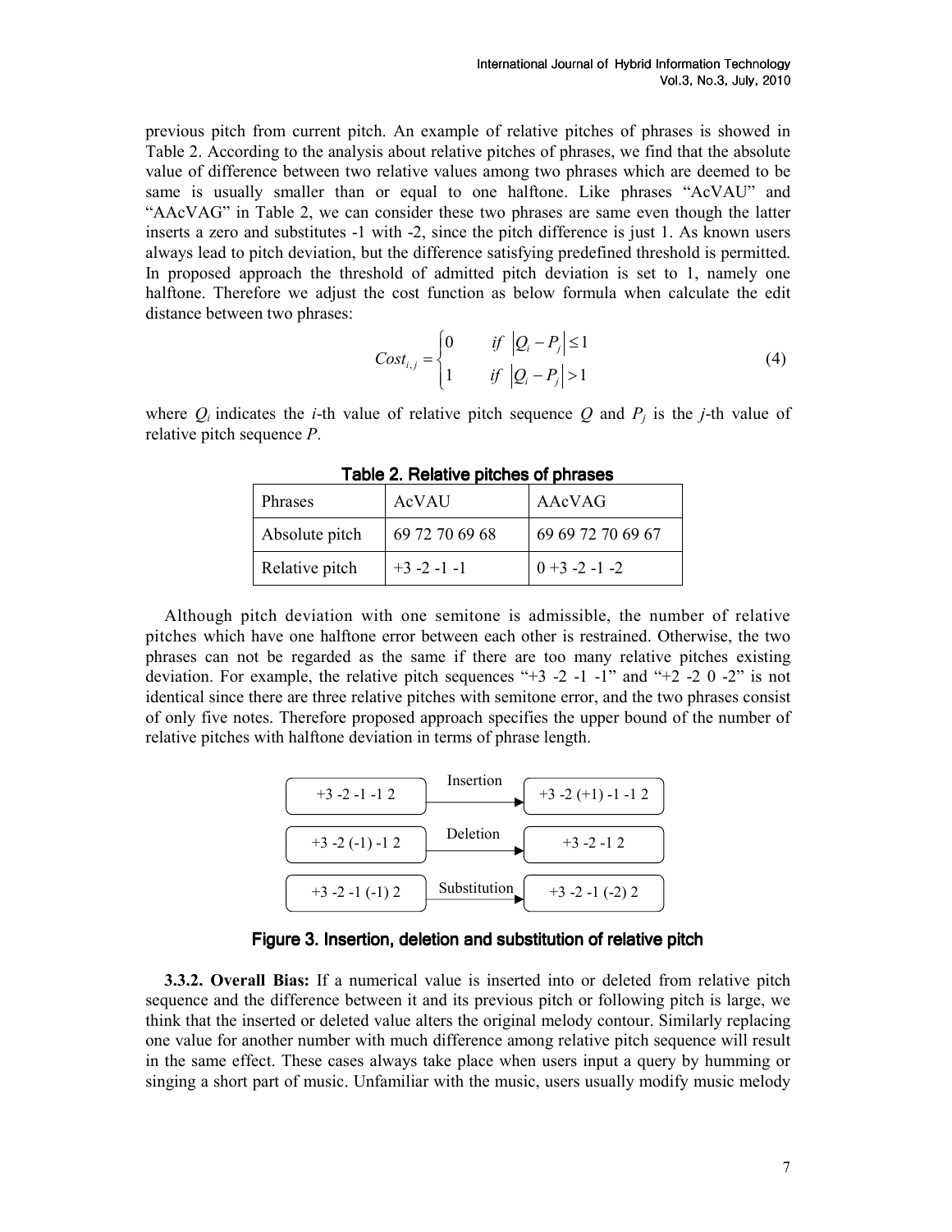previous pitch from current pitch. An example of relative pitches of phrases is showed in Table 2. According to the analysis about relative pitches of phrases, we find that the absolute value of difference between two relative values among two phrases which are deemed to be same is usually smaller than or equal to one halftone. Like phrases "AcVAU" and "AAcVAG" in Table 2, we can consider these two phrases are same even though the latter inserts a zero and substitutes -1 with -2, since the pitch difference is just 1. As known users always lead to pitch deviation, but the difference satisfying predefined threshold is permitted. In proposed approach the threshold of admitted pitch deviation is set to 1, namely one halftone. Therefore we adjust the cost function as below formula when calculate the edit distance between two phrases:

$$Cost_{i,j} = \begin{cases} 0 & if \ \left|Q_i - P_j\right| \le 1 \\ 1 & if \ \left|Q_i - P_j\right| > 1 \end{cases} \tag{4}$$

where $Q_i$ indicates the $i$-th value of relative pitch sequence $Q$ and $P_j$ is the $j$-th value of relative pitch sequence $P$.

**Table 2. Relative pitches of phrases**

| Phrases | AcVAU | AAcVAG |
|---|---|---|
| Absolute pitch | 69 72 70 69 68 | 69 69 72 70 69 67 |
| Relative pitch | +3 -2 -1 -1 | 0 +3 -2 -1 -2 |

Although pitch deviation with one semitone is admissible, the number of relative pitches which have one halftone error between each other is restrained. Otherwise, the two phrases can not be regarded as the same if there are too many relative pitches existing deviation. For example, the relative pitch sequences "+3 -2 -1 -1" and "+2 -2 0 -2" is not identical since there are three relative pitches with semitone error, and the two phrases consist of only five notes. Therefore proposed approach specifies the upper bound of the number of relative pitches with halftone deviation in terms of phrase length.

| | | |
|---|---|---|
| +3 -2 -1 -1 2 | Insertion → | +3 -2 (+1) -1 -1 2 |
| +3 -2 (-1) -1 2 | Deletion → | +3 -2 -1 2 |
| +3 -2 -1 (-1) 2 | Substitution → | +3 -2 -1 (-2) 2 |

**Figure 3. Insertion, deletion and substitution of relative pitch**

**3.3.2. Overall Bias:** If a numerical value is inserted into or deleted from relative pitch sequence and the difference between it and its previous pitch or following pitch is large, we think that the inserted or deleted value alters the original melody contour. Similarly replacing one value for another number with much difference among relative pitch sequence will result in the same effect. These cases always take place when users input a query by humming or singing a short part of music. Unfamiliar with the music, users usually modify music melody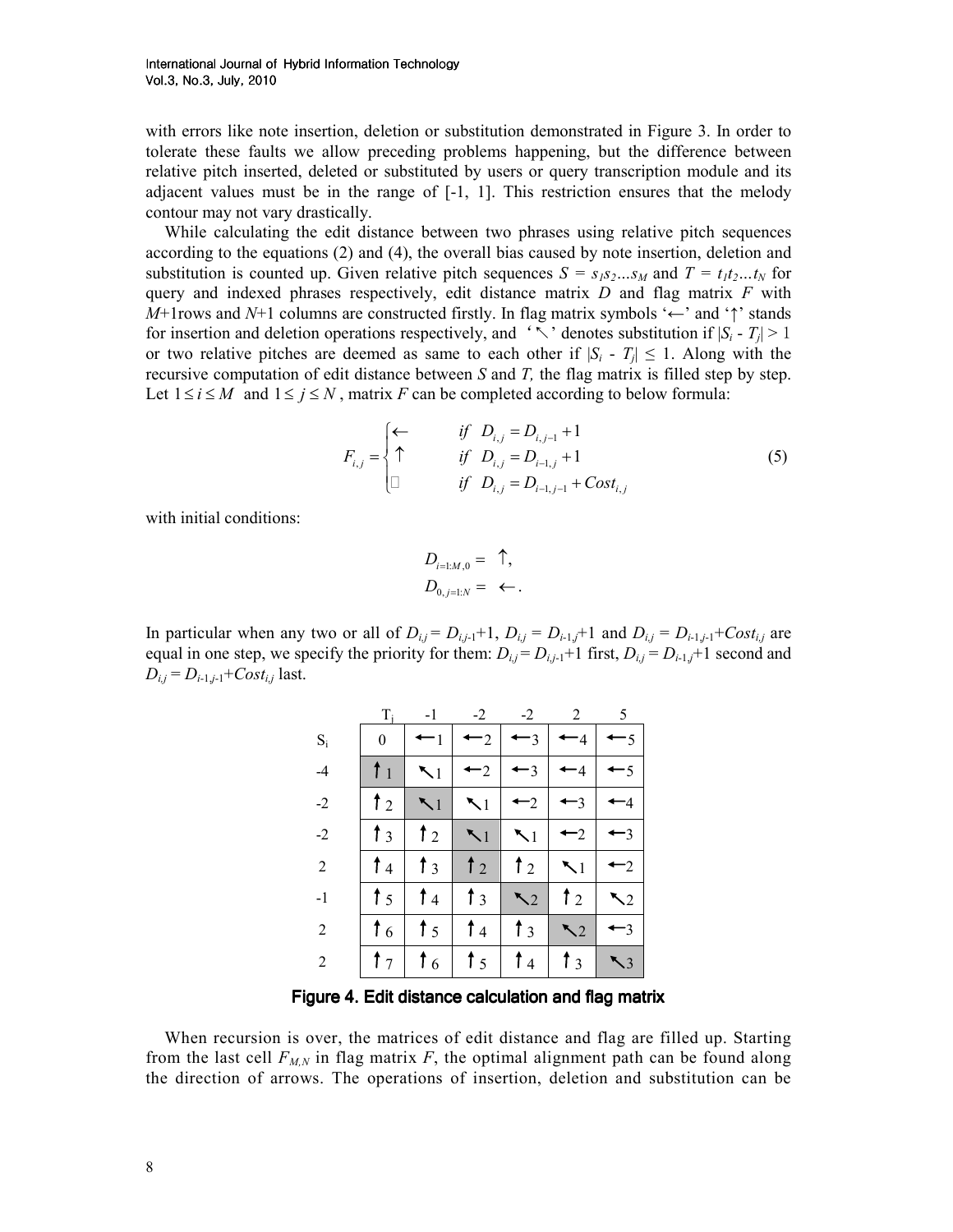with errors like note insertion, deletion or substitution demonstrated in Figure 3. In order to tolerate these faults we allow preceding problems happening, but the difference between relative pitch inserted, deleted or substituted by users or query transcription module and its adjacent values must be in the range of [-1, 1]. This restriction ensures that the melody contour may not vary drastically.

While calculating the edit distance between two phrases using relative pitch sequences according to the equations (2) and (4), the overall bias caused by note insertion, deletion and substitution is counted up. Given relative pitch sequences $S = s_1 s_2 \ldots s_M$ and $T = t_1 t_2 \ldots t_N$ for query and indexed phrases respectively, edit distance matrix $D$ and flag matrix $F$ with $M$+1rows and $N$+1 columns are constructed firstly. In flag matrix symbols '←' and '↑' stands for insertion and deletion operations respectively, and '↖' denotes substitution if $|S_i - T_j| > 1$ or two relative pitches are deemed as same to each other if $|S_i - T_j| \leq 1$. Along with the recursive computation of edit distance between $S$ and $T$, the flag matrix is filled step by step. Let $1 \leq i \leq M$ and $1 \leq j \leq N$, matrix $F$ can be completed according to below formula:

$$F_{i,j} = \begin{cases} \leftarrow & if \;\; D_{i,j} = D_{i,j-1} + 1 \\ \uparrow & if \;\; D_{i,j} = D_{i-1,j} + 1 \\ \nwarrow & if \;\; D_{i,j} = D_{i-1,j-1} + Cost_{i,j} \end{cases} \tag{5}$$

with initial conditions:

$$D_{i=1:M,0} = \uparrow,$$
$$D_{0,j=1:N} = \leftarrow.$$

In particular when any two or all of $D_{i,j} = D_{i,j-1}+1$, $D_{i,j} = D_{i-1,j}+1$ and $D_{i,j} = D_{i-1,j-1}+Cost_{i,j}$ are equal in one step, we specify the priority for them: $D_{i,j} = D_{i,j-1}+1$ first, $D_{i,j} = D_{i-1,j}+1$ second and $D_{i,j} = D_{i-1,j-1}+Cost_{i,j}$ last.

| $S_i$ \ $T_j$ | | -1 | -2 | -2 | 2 | 5 |
|---|---|---|---|---|---|---|
| | 0 | ←1 | ←2 | ←3 | ←4 | ←5 |
| -4 | ↑1 | ↖1 | ←2 | ←3 | ←4 | ←5 |
| -2 | ↑2 | ↖1 | ↖1 | ←2 | ←3 | ←4 |
| -2 | ↑3 | ↑2 | ↖1 | ↖1 | ←2 | ←3 |
| 2 | ↑4 | ↑3 | ↑2 | ↑2 | ↖1 | ←2 |
| -1 | ↑5 | ↑4 | ↑3 | ↖2 | ↑2 | ↖2 |
| 2 | ↑6 | ↑5 | ↑4 | ↑3 | ↖2 | ←3 |
| 2 | ↑7 | ↑6 | ↑5 | ↑4 | ↑3 | ↖3 |

**Figure 4. Edit distance calculation and flag matrix**

When recursion is over, the matrices of edit distance and flag are filled up. Starting from the last cell $F_{M,N}$ in flag matrix $F$, the optimal alignment path can be found along the direction of arrows. The operations of insertion, deletion and substitution can be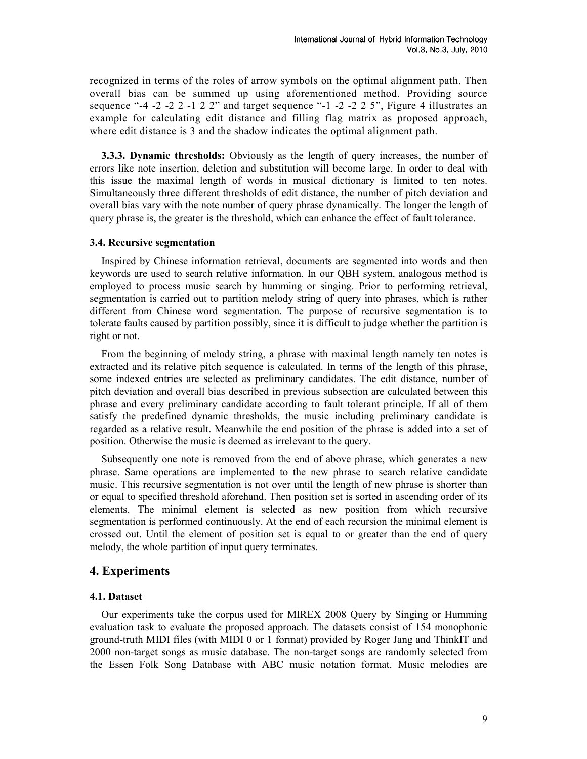recognized in terms of the roles of arrow symbols on the optimal alignment path. Then overall bias can be summed up using aforementioned method. Providing source sequence "-4 -2 -2 2 -1 2 2" and target sequence "-1 -2 -2 2 5", Figure 4 illustrates an example for calculating edit distance and filling flag matrix as proposed approach, where edit distance is 3 and the shadow indicates the optimal alignment path.

**3.3.3. Dynamic thresholds:** Obviously as the length of query increases, the number of errors like note insertion, deletion and substitution will become large. In order to deal with this issue the maximal length of words in musical dictionary is limited to ten notes. Simultaneously three different thresholds of edit distance, the number of pitch deviation and overall bias vary with the note number of query phrase dynamically. The longer the length of query phrase is, the greater is the threshold, which can enhance the effect of fault tolerance.

### 3.4. Recursive segmentation

Inspired by Chinese information retrieval, documents are segmented into words and then keywords are used to search relative information. In our QBH system, analogous method is employed to process music search by humming or singing. Prior to performing retrieval, segmentation is carried out to partition melody string of query into phrases, which is rather different from Chinese word segmentation. The purpose of recursive segmentation is to tolerate faults caused by partition possibly, since it is difficult to judge whether the partition is right or not.

From the beginning of melody string, a phrase with maximal length namely ten notes is extracted and its relative pitch sequence is calculated. In terms of the length of this phrase, some indexed entries are selected as preliminary candidates. The edit distance, number of pitch deviation and overall bias described in previous subsection are calculated between this phrase and every preliminary candidate according to fault tolerant principle. If all of them satisfy the predefined dynamic thresholds, the music including preliminary candidate is regarded as a relative result. Meanwhile the end position of the phrase is added into a set of position. Otherwise the music is deemed as irrelevant to the query.

Subsequently one note is removed from the end of above phrase, which generates a new phrase. Same operations are implemented to the new phrase to search relative candidate music. This recursive segmentation is not over until the length of new phrase is shorter than or equal to specified threshold aforehand. Then position set is sorted in ascending order of its elements. The minimal element is selected as new position from which recursive segmentation is performed continuously. At the end of each recursion the minimal element is crossed out. Until the element of position set is equal to or greater than the end of query melody, the whole partition of input query terminates.

## 4. Experiments

### 4.1. Dataset

Our experiments take the corpus used for MIREX 2008 Query by Singing or Humming evaluation task to evaluate the proposed approach. The datasets consist of 154 monophonic ground-truth MIDI files (with MIDI 0 or 1 format) provided by Roger Jang and ThinkIT and 2000 non-target songs as music database. The non-target songs are randomly selected from the Essen Folk Song Database with ABC music notation format. Music melodies are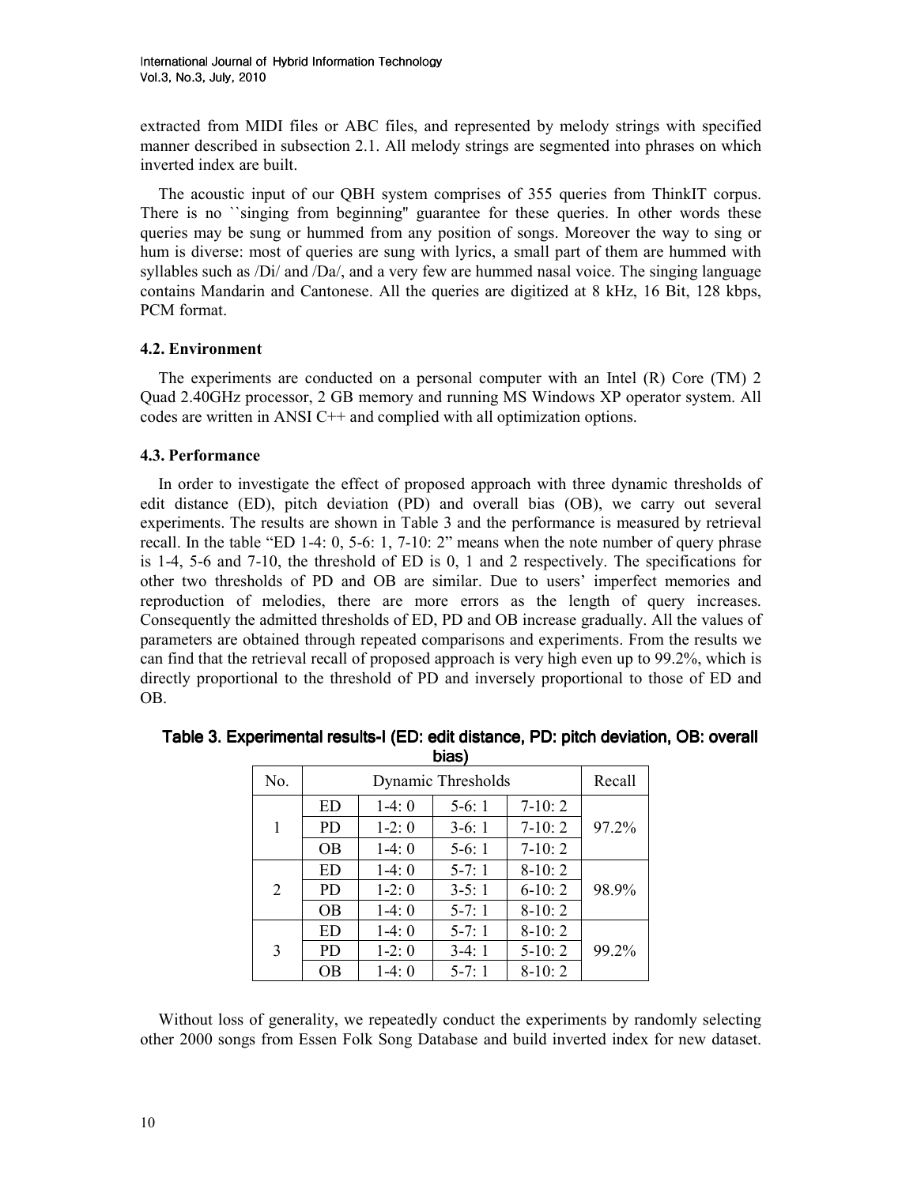extracted from MIDI files or ABC files, and represented by melody strings with specified manner described in subsection 2.1. All melody strings are segmented into phrases on which inverted index are built.

The acoustic input of our QBH system comprises of 355 queries from ThinkIT corpus. There is no ``singing from beginning'' guarantee for these queries. In other words these queries may be sung or hummed from any position of songs. Moreover the way to sing or hum is diverse: most of queries are sung with lyrics, a small part of them are hummed with syllables such as /Di/ and /Da/, and a very few are hummed nasal voice. The singing language contains Mandarin and Cantonese. All the queries are digitized at 8 kHz, 16 Bit, 128 kbps, PCM format.

### 4.2. Environment

The experiments are conducted on a personal computer with an Intel (R) Core (TM) 2 Quad 2.40GHz processor, 2 GB memory and running MS Windows XP operator system. All codes are written in ANSI C++ and complied with all optimization options.

### 4.3. Performance

In order to investigate the effect of proposed approach with three dynamic thresholds of edit distance (ED), pitch deviation (PD) and overall bias (OB), we carry out several experiments. The results are shown in Table 3 and the performance is measured by retrieval recall. In the table "ED 1-4: 0, 5-6: 1, 7-10: 2" means when the note number of query phrase is 1-4, 5-6 and 7-10, the threshold of ED is 0, 1 and 2 respectively. The specifications for other two thresholds of PD and OB are similar. Due to users' imperfect memories and reproduction of melodies, there are more errors as the length of query increases. Consequently the admitted thresholds of ED, PD and OB increase gradually. All the values of parameters are obtained through repeated comparisons and experiments. From the results we can find that the retrieval recall of proposed approach is very high even up to 99.2%, which is directly proportional to the threshold of PD and inversely proportional to those of ED and OB.

**Table 3. Experimental results-I (ED: edit distance, PD: pitch deviation, OB: overall bias)**

| No. | Dynamic Thresholds | | | | Recall |
|---|---|---|---|---|---|
| 1 | ED | 1-4: 0 | 5-6: 1 | 7-10: 2 | 97.2% |
| | PD | 1-2: 0 | 3-6: 1 | 7-10: 2 | |
| | OB | 1-4: 0 | 5-6: 1 | 7-10: 2 | |
| 2 | ED | 1-4: 0 | 5-7: 1 | 8-10: 2 | 98.9% |
| | PD | 1-2: 0 | 3-5: 1 | 6-10: 2 | |
| | OB | 1-4: 0 | 5-7: 1 | 8-10: 2 | |
| 3 | ED | 1-4: 0 | 5-7: 1 | 8-10: 2 | 99.2% |
| | PD | 1-2: 0 | 3-4: 1 | 5-10: 2 | |
| | OB | 1-4: 0 | 5-7: 1 | 8-10: 2 | |

Without loss of generality, we repeatedly conduct the experiments by randomly selecting other 2000 songs from Essen Folk Song Database and build inverted index for new dataset.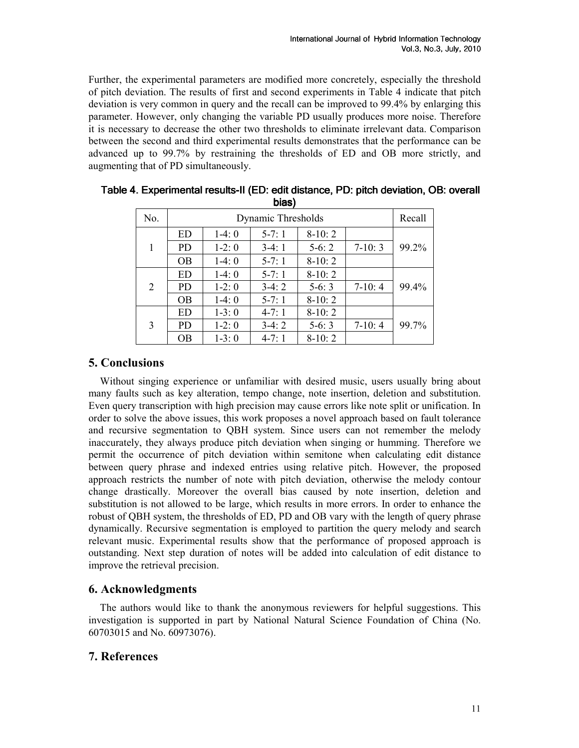Further, the experimental parameters are modified more concretely, especially the threshold of pitch deviation. The results of first and second experiments in Table 4 indicate that pitch deviation is very common in query and the recall can be improved to 99.4% by enlarging this parameter. However, only changing the variable PD usually produces more noise. Therefore it is necessary to decrease the other two thresholds to eliminate irrelevant data. Comparison between the second and third experimental results demonstrates that the performance can be advanced up to 99.7% by restraining the thresholds of ED and OB more strictly, and augmenting that of PD simultaneously.

**Table 4. Experimental results-II (ED: edit distance, PD: pitch deviation, OB: overall bias)**

| No. | Dynamic Thresholds | | | | | Recall |
|---|---|---|---|---|---|---|
| 1 | ED | 1-4: 0 | 5-7: 1 | 8-10: 2 | | 99.2% |
| | PD | 1-2: 0 | 3-4: 1 | 5-6: 2 | 7-10: 3 | |
| | OB | 1-4: 0 | 5-7: 1 | 8-10: 2 | | |
| 2 | ED | 1-4: 0 | 5-7: 1 | 8-10: 2 | | 99.4% |
| | PD | 1-2: 0 | 3-4: 2 | 5-6: 3 | 7-10: 4 | |
| | OB | 1-4: 0 | 5-7: 1 | 8-10: 2 | | |
| 3 | ED | 1-3: 0 | 4-7: 1 | 8-10: 2 | | 99.7% |
| | PD | 1-2: 0 | 3-4: 2 | 5-6: 3 | 7-10: 4 | |
| | OB | 1-3: 0 | 4-7: 1 | 8-10: 2 | | |

## 5. Conclusions

Without singing experience or unfamiliar with desired music, users usually bring about many faults such as key alteration, tempo change, note insertion, deletion and substitution. Even query transcription with high precision may cause errors like note split or unification. In order to solve the above issues, this work proposes a novel approach based on fault tolerance and recursive segmentation to QBH system. Since users can not remember the melody inaccurately, they always produce pitch deviation when singing or humming. Therefore we permit the occurrence of pitch deviation within semitone when calculating edit distance between query phrase and indexed entries using relative pitch. However, the proposed approach restricts the number of note with pitch deviation, otherwise the melody contour change drastically. Moreover the overall bias caused by note insertion, deletion and substitution is not allowed to be large, which results in more errors. In order to enhance the robust of QBH system, the thresholds of ED, PD and OB vary with the length of query phrase dynamically. Recursive segmentation is employed to partition the query melody and search relevant music. Experimental results show that the performance of proposed approach is outstanding. Next step duration of notes will be added into calculation of edit distance to improve the retrieval precision.

## 6. Acknowledgments

The authors would like to thank the anonymous reviewers for helpful suggestions. This investigation is supported in part by National Natural Science Foundation of China (No. 60703015 and No. 60973076).

## 7. References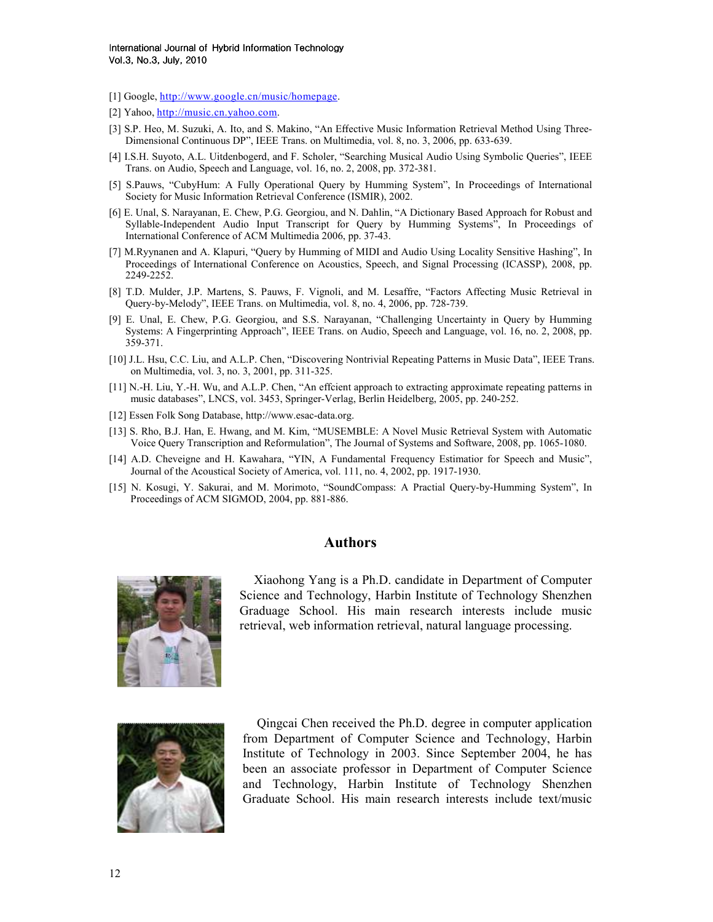[1] Google, http://www.google.cn/music/homepage.

[2] Yahoo, http://music.cn.yahoo.com.

[3] S.P. Heo, M. Suzuki, A. Ito, and S. Makino, "An Effective Music Information Retrieval Method Using Three-Dimensional Continuous DP", IEEE Trans. on Multimedia, vol. 8, no. 3, 2006, pp. 633-639.

[4] I.S.H. Suyoto, A.L. Uitdenbogerd, and F. Scholer, "Searching Musical Audio Using Symbolic Queries", IEEE Trans. on Audio, Speech and Language, vol. 16, no. 2, 2008, pp. 372-381.

[5] S.Pauws, "CubyHum: A Fully Operational Query by Humming System", In Proceedings of International Society for Music Information Retrieval Conference (ISMIR), 2002.

[6] E. Unal, S. Narayanan, E. Chew, P.G. Georgiou, and N. Dahlin, "A Dictionary Based Approach for Robust and Syllable-Independent Audio Input Transcript for Query by Humming Systems", In Proceedings of International Conference of ACM Multimedia 2006, pp. 37-43.

[7] M.Ryynanen and A. Klapuri, "Query by Humming of MIDI and Audio Using Locality Sensitive Hashing", In Proceedings of International Conference on Acoustics, Speech, and Signal Processing (ICASSP), 2008, pp. 2249-2252.

[8] T.D. Mulder, J.P. Martens, S. Pauws, F. Vignoli, and M. Lesaffre, "Factors Affecting Music Retrieval in Query-by-Melody", IEEE Trans. on Multimedia, vol. 8, no. 4, 2006, pp. 728-739.

[9] E. Unal, E. Chew, P.G. Georgiou, and S.S. Narayanan, "Challenging Uncertainty in Query by Humming Systems: A Fingerprinting Approach", IEEE Trans. on Audio, Speech and Language, vol. 16, no. 2, 2008, pp. 359-371.

[10] J.L. Hsu, C.C. Liu, and A.L.P. Chen, "Discovering Nontrivial Repeating Patterns in Music Data", IEEE Trans. on Multimedia, vol. 3, no. 3, 2001, pp. 311-325.

[11] N.-H. Liu, Y.-H. Wu, and A.L.P. Chen, "An effcient approach to extracting approximate repeating patterns in music databases", LNCS, vol. 3453, Springer-Verlag, Berlin Heidelberg, 2005, pp. 240-252.

[12] Essen Folk Song Database, http://www.esac-data.org.

[13] S. Rho, B.J. Han, E. Hwang, and M. Kim, "MUSEMBLE: A Novel Music Retrieval System with Automatic Voice Query Transcription and Reformulation", The Journal of Systems and Software, 2008, pp. 1065-1080.

[14] A.D. Cheveigne and H. Kawahara, "YIN, A Fundamental Frequency Estimatior for Speech and Music", Journal of the Acoustical Society of America, vol. 111, no. 4, 2002, pp. 1917-1930.

[15] N. Kosugi, Y. Sakurai, and M. Morimoto, "SoundCompass: A Practial Query-by-Humming System", In Proceedings of ACM SIGMOD, 2004, pp. 881-886.

## Authors

Xiaohong Yang is a Ph.D. candidate in Department of Computer Science and Technology, Harbin Institute of Technology Shenzhen Graduage School. His main research interests include music retrieval, web information retrieval, natural language processing.

Qingcai Chen received the Ph.D. degree in computer application from Department of Computer Science and Technology, Harbin Institute of Technology in 2003. Since September 2004, he has been an associate professor in Department of Computer Science and Technology, Harbin Institute of Technology Shenzhen Graduate School. His main research interests include text/music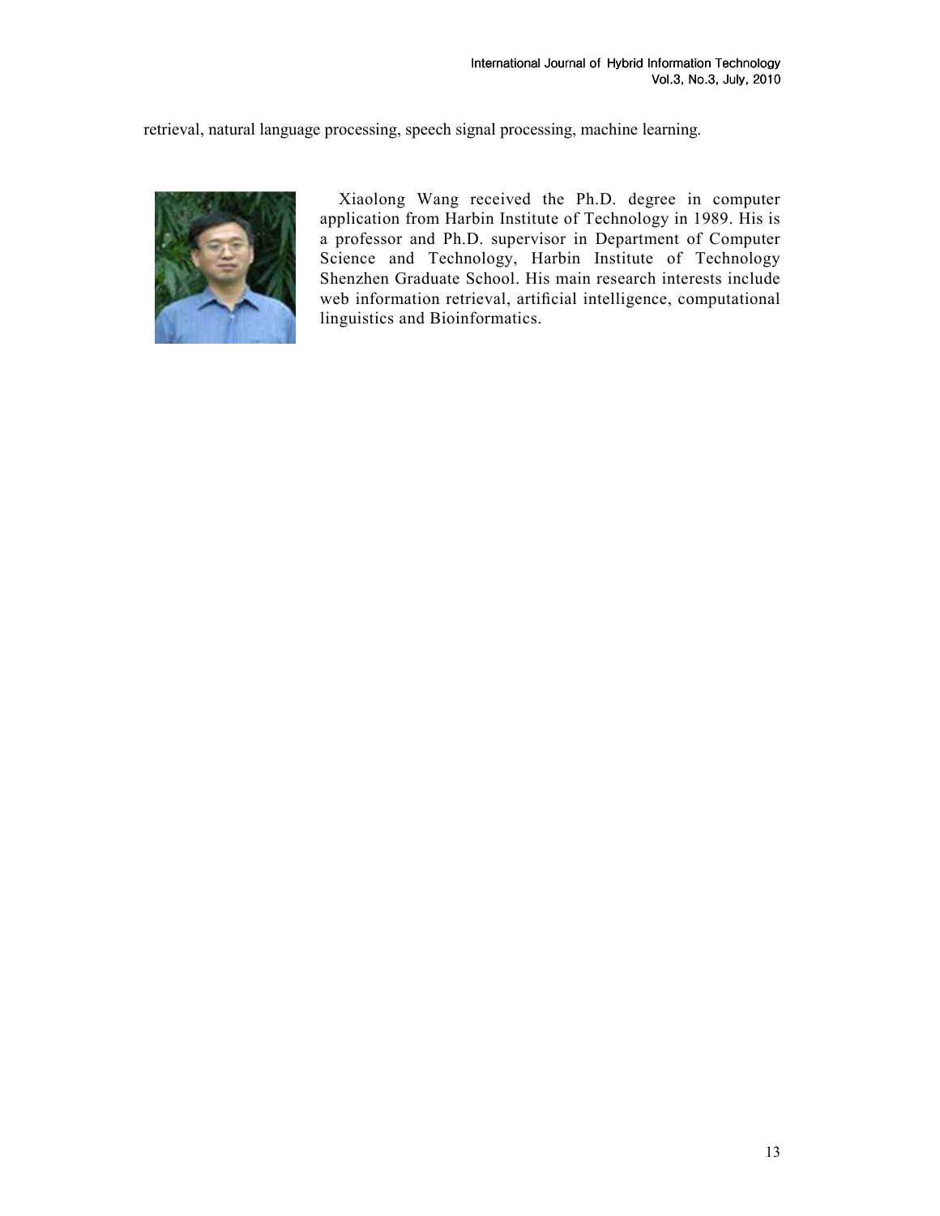retrieval, natural language processing, speech signal processing, machine learning.

Xiaolong Wang received the Ph.D. degree in computer application from Harbin Institute of Technology in 1989. His is a professor and Ph.D. supervisor in Department of Computer Science and Technology, Harbin Institute of Technology Shenzhen Graduate School. His main research interests include web information retrieval, artificial intelligence, computational linguistics and Bioinformatics.